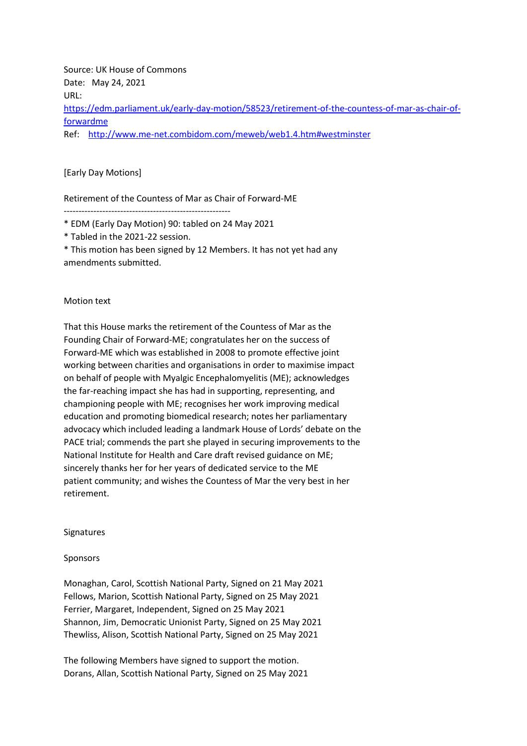Source: UK House of Commons
Date: May 24, 2021
URL:
[https://edm.parliament.uk/early-day-motion/58523/retirement-of-the-countess-of-mar-as-chair-of-forwardme](https://edm.parliament.uk/early-day-motion/58523/retirement-of-the-countess-of-mar-as-chair-of-forwardme)
Ref: [http://www.me-net.combidom.com/meweb/web1.4.htm#westminster](http://www.me-net.combidom.com/meweb/web1.4.htm#westminster)

[Early Day Motions]

Retirement of the Countess of Mar as Chair of Forward-ME

---

* EDM (Early Day Motion) 90: tabled on 24 May 2021
* Tabled in the 2021-22 session.
* This motion has been signed by 12 Members. It has not yet had any amendments submitted.

Motion text

That this House marks the retirement of the Countess of Mar as the Founding Chair of Forward-ME; congratulates her on the success of Forward-ME which was established in 2008 to promote effective joint working between charities and organisations in order to maximise impact on behalf of people with Myalgic Encephalomyelitis (ME); acknowledges the far-reaching impact she has had in supporting, representing, and championing people with ME; recognises her work improving medical education and promoting biomedical research; notes her parliamentary advocacy which included leading a landmark House of Lords' debate on the PACE trial; commends the part she played in securing improvements to the National Institute for Health and Care draft revised guidance on ME; sincerely thanks her for her years of dedicated service to the ME patient community; and wishes the Countess of Mar the very best in her retirement.

Signatures

Sponsors

Monaghan, Carol, Scottish National Party, Signed on 21 May 2021
Fellows, Marion, Scottish National Party, Signed on 25 May 2021
Ferrier, Margaret, Independent, Signed on 25 May 2021
Shannon, Jim, Democratic Unionist Party, Signed on 25 May 2021
Thewliss, Alison, Scottish National Party, Signed on 25 May 2021

The following Members have signed to support the motion.
Dorans, Allan, Scottish National Party, Signed on 25 May 2021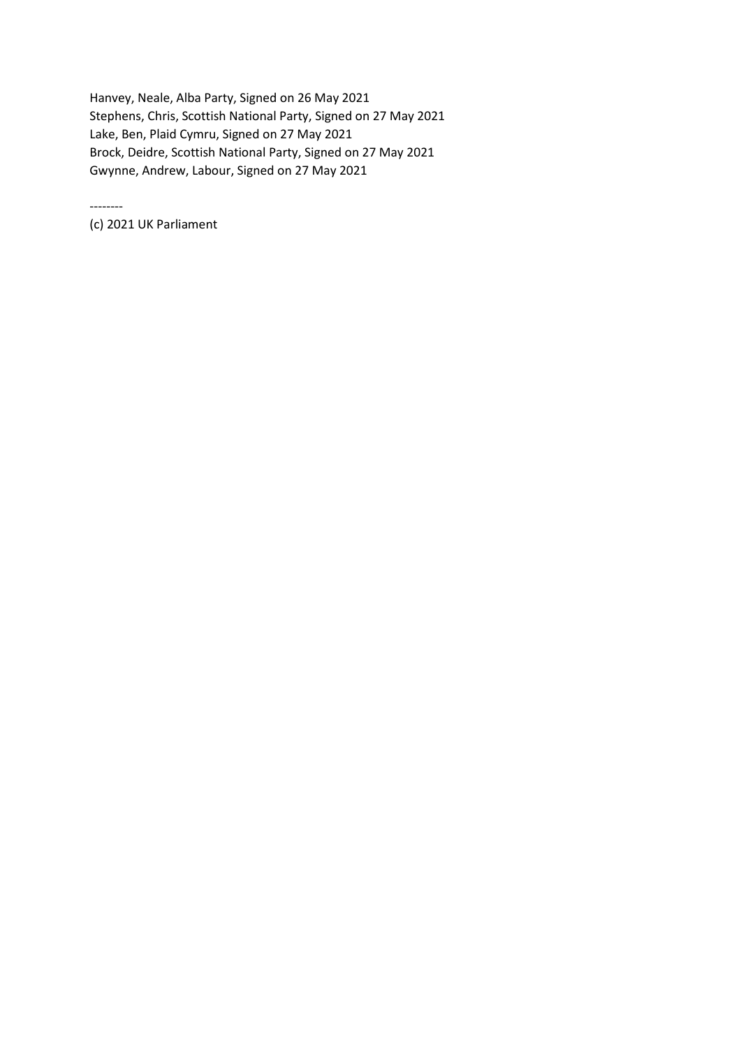Hanvey, Neale, Alba Party, Signed on 26 May 2021
Stephens, Chris, Scottish National Party, Signed on 27 May 2021
Lake, Ben, Plaid Cymru, Signed on 27 May 2021
Brock, Deidre, Scottish National Party, Signed on 27 May 2021
Gwynne, Andrew, Labour, Signed on 27 May 2021

--------

(c) 2021 UK Parliament